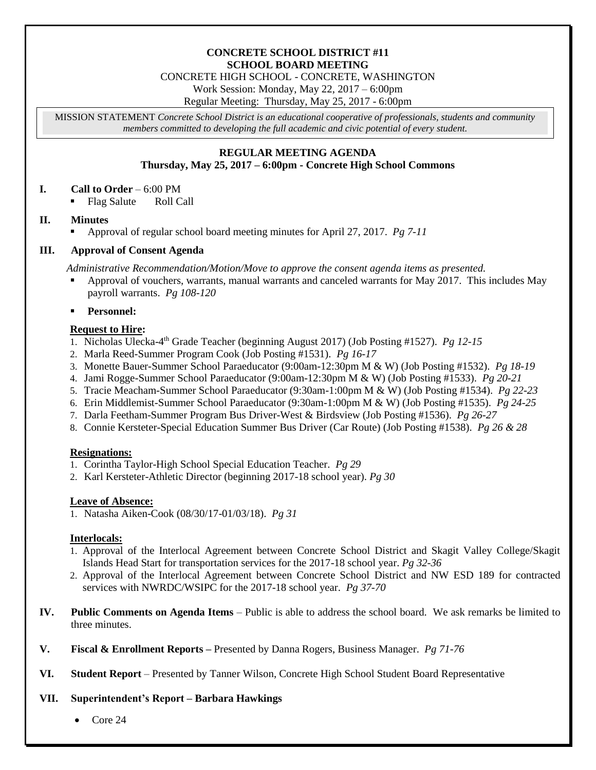**CONCRETE SCHOOL DISTRICT #11**
**SCHOOL BOARD MEETING**

CONCRETE HIGH SCHOOL - CONCRETE, WASHINGTON

Work Session: Monday, May 22, 2017 – 6:00pm

Regular Meeting: Thursday, May 25, 2017 - 6:00pm

MISSION STATEMENT *Concrete School District is an educational cooperative of professionals, students and community members committed to developing the full academic and civic potential of every student.*

## REGULAR MEETING AGENDA
### Thursday, May 25, 2017 – 6:00pm - Concrete High School Commons

**I. Call to Order** – 6:00 PM

- Flag Salute Roll Call

**II. Minutes**

- Approval of regular school board meeting minutes for April 27, 2017. *Pg 7-11*

**III. Approval of Consent Agenda**

*Administrative Recommendation/Motion/Move to approve the consent agenda items as presented.*

- Approval of vouchers, warrants, manual warrants and canceled warrants for May 2017. This includes May payroll warrants. *Pg 108-120*
- **Personnel:**

**Request to Hire:**

1. Nicholas Ulecka-4th Grade Teacher (beginning August 2017) (Job Posting #1527). *Pg 12-15*
2. Marla Reed-Summer Program Cook (Job Posting #1531). *Pg 16-17*
3. Monette Bauer-Summer School Paraeducator (9:00am-12:30pm M & W) (Job Posting #1532). *Pg 18-19*
4. Jami Rogge-Summer School Paraeducator (9:00am-12:30pm M & W) (Job Posting #1533). *Pg 20-21*
5. Tracie Meacham-Summer School Paraeducator (9:30am-1:00pm M & W) (Job Posting #1534). *Pg 22-23*
6. Erin Middlemist-Summer School Paraeducator (9:30am-1:00pm M & W) (Job Posting #1535). *Pg 24-25*
7. Darla Feetham-Summer Program Bus Driver-West & Birdsview (Job Posting #1536). *Pg 26-27*
8. Connie Kersteter-Special Education Summer Bus Driver (Car Route) (Job Posting #1538). *Pg 26 & 28*

**Resignations:**

1. Corintha Taylor-High School Special Education Teacher. *Pg 29*
2. Karl Kersteter-Athletic Director (beginning 2017-18 school year). *Pg 30*

**Leave of Absence:**

1. Natasha Aiken-Cook (08/30/17-01/03/18). *Pg 31*

**Interlocals:**

1. Approval of the Interlocal Agreement between Concrete School District and Skagit Valley College/Skagit Islands Head Start for transportation services for the 2017-18 school year. *Pg 32-36*
2. Approval of the Interlocal Agreement between Concrete School District and NW ESD 189 for contracted services with NWRDC/WSIPC for the 2017-18 school year. *Pg 37-70*

**IV. Public Comments on Agenda Items** – Public is able to address the school board. We ask remarks be limited to three minutes.

**V. Fiscal & Enrollment Reports –** Presented by Danna Rogers, Business Manager. *Pg 71-76*

**VI. Student Report** – Presented by Tanner Wilson, Concrete High School Student Board Representative

**VII. Superintendent's Report – Barbara Hawkings**

- Core 24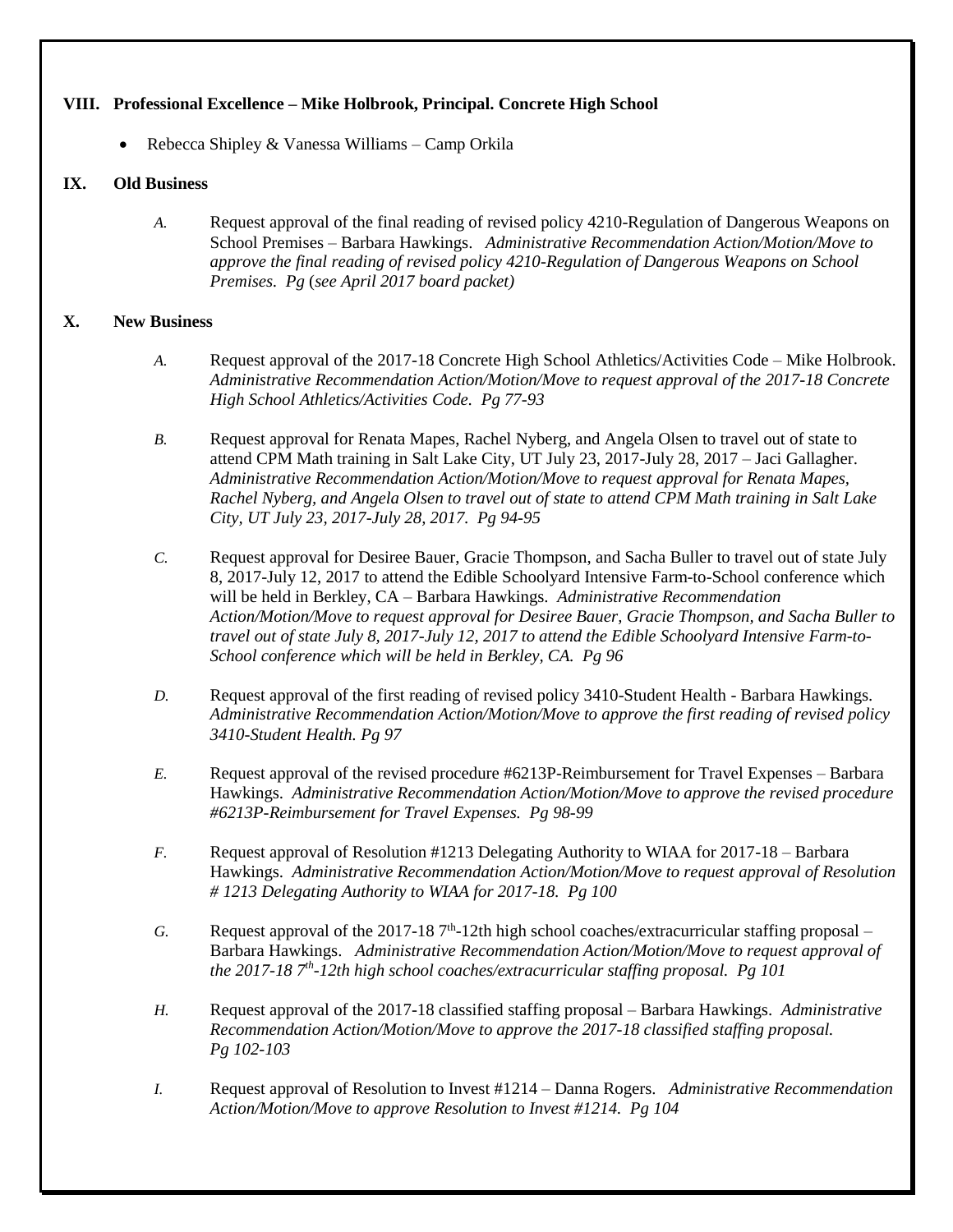## VIII. Professional Excellence – Mike Holbrook, Principal. Concrete High School

- Rebecca Shipley & Vanessa Williams – Camp Orkila

## IX. Old Business

*A.* Request approval of the final reading of revised policy 4210-Regulation of Dangerous Weapons on School Premises – Barbara Hawkings. *Administrative Recommendation Action/Motion/Move to approve the final reading of revised policy 4210-Regulation of Dangerous Weapons on School Premises. Pg (see April 2017 board packet)*

## X. New Business

*A.* Request approval of the 2017-18 Concrete High School Athletics/Activities Code – Mike Holbrook. *Administrative Recommendation Action/Motion/Move to request approval of the 2017-18 Concrete High School Athletics/Activities Code. Pg 77-93*

*B.* Request approval for Renata Mapes, Rachel Nyberg, and Angela Olsen to travel out of state to attend CPM Math training in Salt Lake City, UT July 23, 2017-July 28, 2017 – Jaci Gallagher. *Administrative Recommendation Action/Motion/Move to request approval for Renata Mapes, Rachel Nyberg, and Angela Olsen to travel out of state to attend CPM Math training in Salt Lake City, UT July 23, 2017-July 28, 2017. Pg 94-95*

*C.* Request approval for Desiree Bauer, Gracie Thompson, and Sacha Buller to travel out of state July 8, 2017-July 12, 2017 to attend the Edible Schoolyard Intensive Farm-to-School conference which will be held in Berkley, CA – Barbara Hawkings. *Administrative Recommendation Action/Motion/Move to request approval for Desiree Bauer, Gracie Thompson, and Sacha Buller to travel out of state July 8, 2017-July 12, 2017 to attend the Edible Schoolyard Intensive Farm-to-School conference which will be held in Berkley, CA. Pg 96*

*D.* Request approval of the first reading of revised policy 3410-Student Health - Barbara Hawkings. *Administrative Recommendation Action/Motion/Move to approve the first reading of revised policy 3410-Student Health. Pg 97*

*E.* Request approval of the revised procedure #6213P-Reimbursement for Travel Expenses – Barbara Hawkings. *Administrative Recommendation Action/Motion/Move to approve the revised procedure #6213P-Reimbursement for Travel Expenses. Pg 98-99*

*F.* Request approval of Resolution #1213 Delegating Authority to WIAA for 2017-18 – Barbara Hawkings. *Administrative Recommendation Action/Motion/Move to request approval of Resolution # 1213 Delegating Authority to WIAA for 2017-18. Pg 100*

*G.* Request approval of the 2017-18 7th-12th high school coaches/extracurricular staffing proposal – Barbara Hawkings. *Administrative Recommendation Action/Motion/Move to request approval of the 2017-18 7th-12th high school coaches/extracurricular staffing proposal. Pg 101*

*H.* Request approval of the 2017-18 classified staffing proposal – Barbara Hawkings. *Administrative Recommendation Action/Motion/Move to approve the 2017-18 classified staffing proposal. Pg 102-103*

*I.* Request approval of Resolution to Invest #1214 – Danna Rogers. *Administrative Recommendation Action/Motion/Move to approve Resolution to Invest #1214. Pg 104*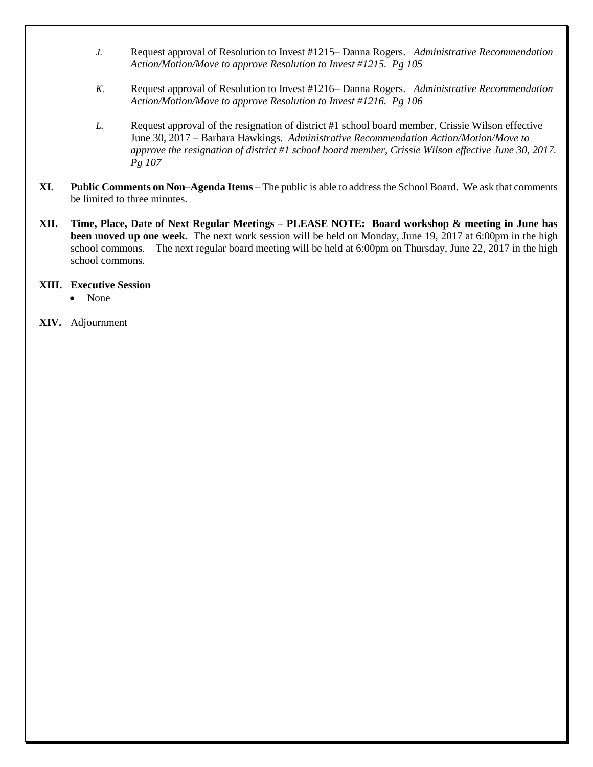*J.* Request approval of Resolution to Invest #1215– Danna Rogers. *Administrative Recommendation Action/Motion/Move to approve Resolution to Invest #1215. Pg 105*

*K.* Request approval of Resolution to Invest #1216– Danna Rogers. *Administrative Recommendation Action/Motion/Move to approve Resolution to Invest #1216. Pg 106*

*L.* Request approval of the resignation of district #1 school board member, Crissie Wilson effective June 30, 2017 – Barbara Hawkings. *Administrative Recommendation Action/Motion/Move to approve the resignation of district #1 school board member, Crissie Wilson effective June 30, 2017. Pg 107*

**XI. Public Comments on Non–Agenda Items** – The public is able to address the School Board. We ask that comments be limited to three minutes.

**XII. Time, Place, Date of Next Regular Meetings** – **PLEASE NOTE: Board workshop & meeting in June has been moved up one week.** The next work session will be held on Monday, June 19, 2017 at 6:00pm in the high school commons. The next regular board meeting will be held at 6:00pm on Thursday, June 22, 2017 in the high school commons.

**XIII. Executive Session**

- None

**XIV.** Adjournment